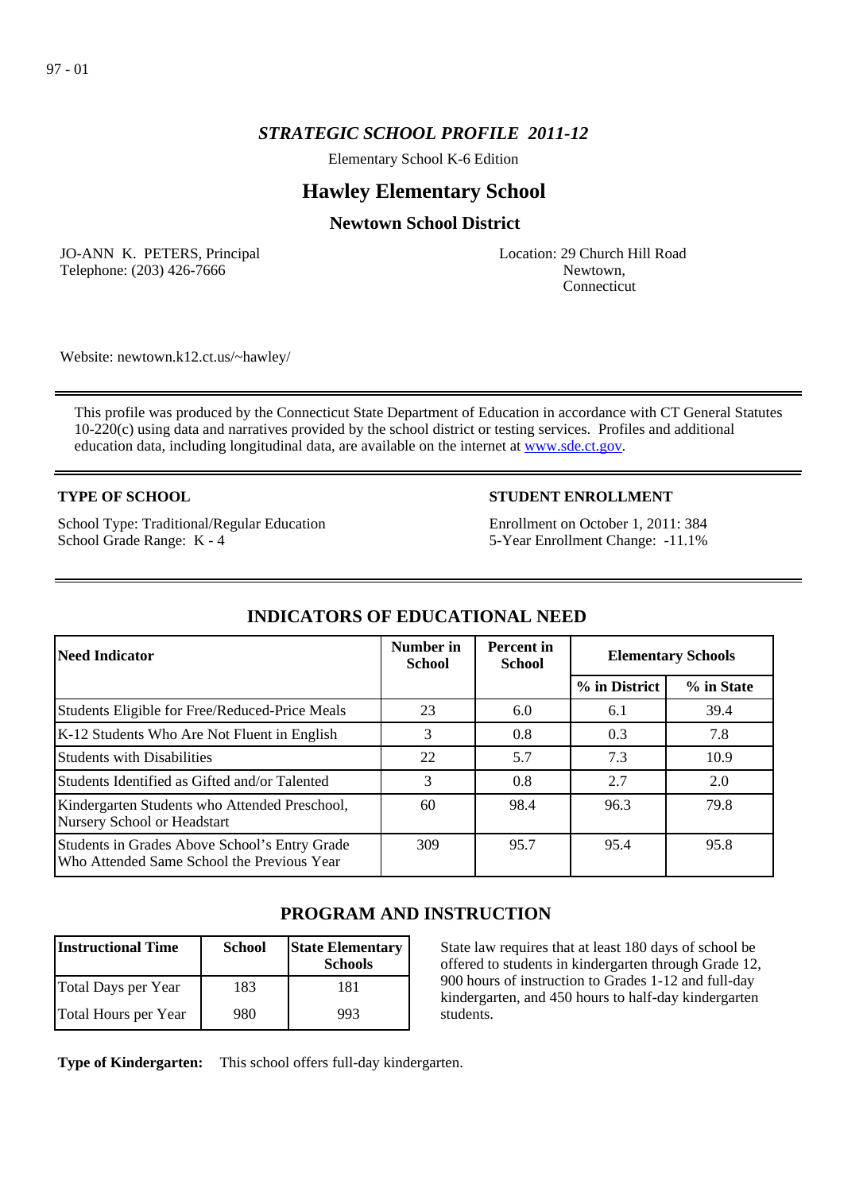97 - 01

# *STRATEGIC SCHOOL PROFILE 2011-12*

Elementary School K-6 Edition

## Hawley Elementary School

### Newtown School District

JO-ANN K. PETERS, Principal
Telephone: (203) 426-7666

Location: 29 Church Hill Road
Newtown,
Connecticut

Website: newtown.k12.ct.us/~hawley/

This profile was produced by the Connecticut State Department of Education in accordance with CT General Statutes 10-220(c) using data and narratives provided by the school district or testing services. Profiles and additional education data, including longitudinal data, are available on the internet at www.sde.ct.gov.

**TYPE OF SCHOOL**

School Type: Traditional/Regular Education
School Grade Range: K - 4

**STUDENT ENROLLMENT**

Enrollment on October 1, 2011: 384
5-Year Enrollment Change: -11.1%

## INDICATORS OF EDUCATIONAL NEED

| Need Indicator | Number in School | Percent in School | Elementary Schools | |
|---|---|---|---|---|
| | | | % in District | % in State |
| Students Eligible for Free/Reduced-Price Meals | 23 | 6.0 | 6.1 | 39.4 |
| K-12 Students Who Are Not Fluent in English | 3 | 0.8 | 0.3 | 7.8 |
| Students with Disabilities | 22 | 5.7 | 7.3 | 10.9 |
| Students Identified as Gifted and/or Talented | 3 | 0.8 | 2.7 | 2.0 |
| Kindergarten Students who Attended Preschool, Nursery School or Headstart | 60 | 98.4 | 96.3 | 79.8 |
| Students in Grades Above School's Entry Grade Who Attended Same School the Previous Year | 309 | 95.7 | 95.4 | 95.8 |

## PROGRAM AND INSTRUCTION

| Instructional Time | School | State Elementary Schools |
|---|---|---|
| Total Days per Year | 183 | 181 |
| Total Hours per Year | 980 | 993 |

State law requires that at least 180 days of school be offered to students in kindergarten through Grade 12, 900 hours of instruction to Grades 1-12 and full-day kindergarten, and 450 hours to half-day kindergarten students.

**Type of Kindergarten:** This school offers full-day kindergarten.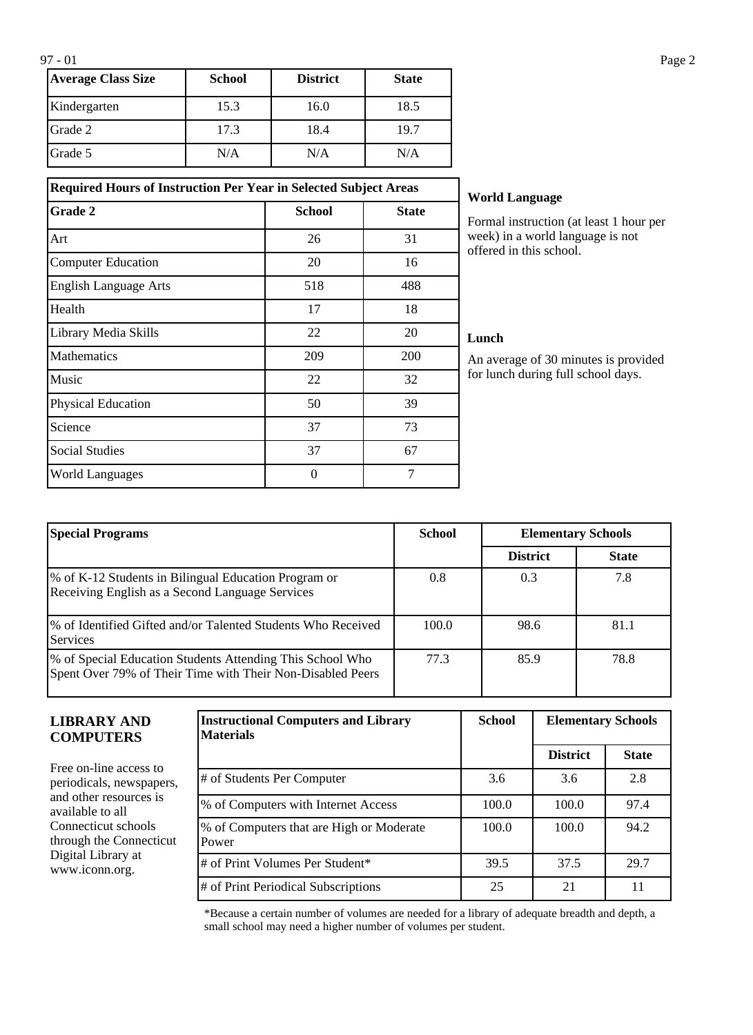| Average Class Size | School | District | State |
|---|---|---|---|
| Kindergarten | 15.3 | 16.0 | 18.5 |
| Grade 2 | 17.3 | 18.4 | 19.7 |
| Grade 5 | N/A | N/A | N/A |

| Required Hours of Instruction Per Year in Selected Subject Areas | | |
|---|---|---|
| **Grade 2** | **School** | **State** |
| Art | 26 | 31 |
| Computer Education | 20 | 16 |
| English Language Arts | 518 | 488 |
| Health | 17 | 18 |
| Library Media Skills | 22 | 20 |
| Mathematics | 209 | 200 |
| Music | 22 | 32 |
| Physical Education | 50 | 39 |
| Science | 37 | 73 |
| Social Studies | 37 | 67 |
| World Languages | 0 | 7 |

**World Language**

Formal instruction (at least 1 hour per week) in a world language is not offered in this school.

**Lunch**

An average of 30 minutes is provided for lunch during full school days.

| Special Programs | School | Elementary Schools | |
|---|---|---|---|
| | | District | State |
| % of K-12 Students in Bilingual Education Program or Receiving English as a Second Language Services | 0.8 | 0.3 | 7.8 |
| % of Identified Gifted and/or Talented Students Who Received Services | 100.0 | 98.6 | 81.1 |
| % of Special Education Students Attending This School Who Spent Over 79% of Their Time with Their Non-Disabled Peers | 77.3 | 85.9 | 78.8 |

## LIBRARY AND COMPUTERS

Free on-line access to periodicals, newspapers, and other resources is available to all Connecticut schools through the Connecticut Digital Library at www.iconn.org.

| Instructional Computers and Library Materials | School | Elementary Schools | |
|---|---|---|---|
| | | District | State |
| # of Students Per Computer | 3.6 | 3.6 | 2.8 |
| % of Computers with Internet Access | 100.0 | 100.0 | 97.4 |
| % of Computers that are High or Moderate Power | 100.0 | 100.0 | 94.2 |
| # of Print Volumes Per Student* | 39.5 | 37.5 | 29.7 |
| # of Print Periodical Subscriptions | 25 | 21 | 11 |

*Because a certain number of volumes are needed for a library of adequate breadth and depth, a small school may need a higher number of volumes per student.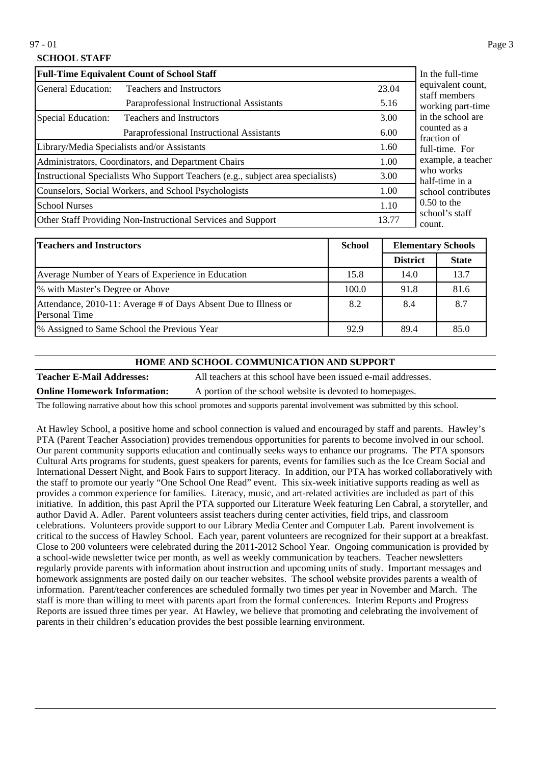97 - 01

## SCHOOL STAFF

| Full-Time Equivalent Count of School Staff | | |
|---|---|---|
| General Education: | Teachers and Instructors | 23.04 |
| | Paraprofessional Instructional Assistants | 5.16 |
| Special Education: | Teachers and Instructors | 3.00 |
| | Paraprofessional Instructional Assistants | 6.00 |
| Library/Media Specialists and/or Assistants | | 1.60 |
| Administrators, Coordinators, and Department Chairs | | 1.00 |
| Instructional Specialists Who Support Teachers (e.g., subject area specialists) | | 3.00 |
| Counselors, Social Workers, and School Psychologists | | 1.00 |
| School Nurses | | 1.10 |
| Other Staff Providing Non-Instructional Services and Support | | 13.77 |

In the full-time equivalent count, staff members working part-time in the school are counted as a fraction of full-time. For example, a teacher who works half-time in a school contributes 0.50 to the school's staff count.

| Teachers and Instructors | School | Elementary Schools | |
|---|---|---|---|
| | | District | State |
| Average Number of Years of Experience in Education | 15.8 | 14.0 | 13.7 |
| % with Master's Degree or Above | 100.0 | 91.8 | 81.6 |
| Attendance, 2010-11: Average # of Days Absent Due to Illness or Personal Time | 8.2 | 8.4 | 8.7 |
| % Assigned to Same School the Previous Year | 92.9 | 89.4 | 85.0 |

## HOME AND SCHOOL COMMUNICATION AND SUPPORT

**Teacher E-Mail Addresses:** All teachers at this school have been issued e-mail addresses.

**Online Homework Information:** A portion of the school website is devoted to homepages.

The following narrative about how this school promotes and supports parental involvement was submitted by this school.

At Hawley School, a positive home and school connection is valued and encouraged by staff and parents. Hawley's PTA (Parent Teacher Association) provides tremendous opportunities for parents to become involved in our school. Our parent community supports education and continually seeks ways to enhance our programs. The PTA sponsors Cultural Arts programs for students, guest speakers for parents, events for families such as the Ice Cream Social and International Dessert Night, and Book Fairs to support literacy. In addition, our PTA has worked collaboratively with the staff to promote our yearly "One School One Read" event. This six-week initiative supports reading as well as provides a common experience for families. Literacy, music, and art-related activities are included as part of this initiative. In addition, this past April the PTA supported our Literature Week featuring Len Cabral, a storyteller, and author David A. Adler. Parent volunteers assist teachers during center activities, field trips, and classroom celebrations. Volunteers provide support to our Library Media Center and Computer Lab. Parent involvement is critical to the success of Hawley School. Each year, parent volunteers are recognized for their support at a breakfast. Close to 200 volunteers were celebrated during the 2011-2012 School Year. Ongoing communication is provided by a school-wide newsletter twice per month, as well as weekly communication by teachers. Teacher newsletters regularly provide parents with information about instruction and upcoming units of study. Important messages and homework assignments are posted daily on our teacher websites. The school website provides parents a wealth of information. Parent/teacher conferences are scheduled formally two times per year in November and March. The staff is more than willing to meet with parents apart from the formal conferences. Interim Reports and Progress Reports are issued three times per year. At Hawley, we believe that promoting and celebrating the involvement of parents in their children's education provides the best possible learning environment.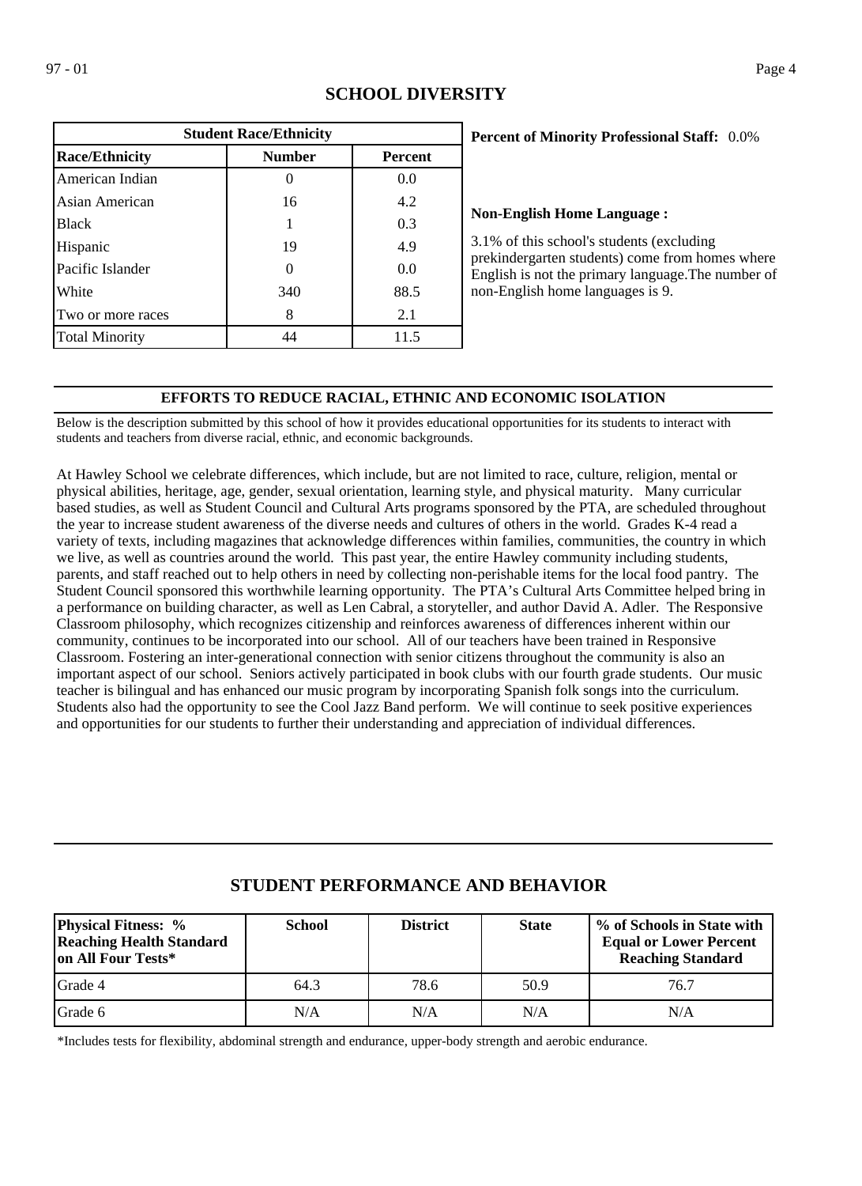## SCHOOL DIVERSITY

| Student Race/Ethnicity | | |
|---|---|---|
| **Race/Ethnicity** | **Number** | **Percent** |
| American Indian | 0 | 0.0 |
| Asian American | 16 | 4.2 |
| Black | 1 | 0.3 |
| Hispanic | 19 | 4.9 |
| Pacific Islander | 0 | 0.0 |
| White | 340 | 88.5 |
| Two or more races | 8 | 2.1 |
| Total Minority | 44 | 11.5 |

**Percent of Minority Professional Staff:** 0.0%

**Non-English Home Language :**

3.1% of this school's students (excluding prekindergarten students) come from homes where English is not the primary language.The number of non-English home languages is 9.

### EFFORTS TO REDUCE RACIAL, ETHNIC AND ECONOMIC ISOLATION

Below is the description submitted by this school of how it provides educational opportunities for its students to interact with students and teachers from diverse racial, ethnic, and economic backgrounds.

At Hawley School we celebrate differences, which include, but are not limited to race, culture, religion, mental or physical abilities, heritage, age, gender, sexual orientation, learning style, and physical maturity. Many curricular based studies, as well as Student Council and Cultural Arts programs sponsored by the PTA, are scheduled throughout the year to increase student awareness of the diverse needs and cultures of others in the world. Grades K-4 read a variety of texts, including magazines that acknowledge differences within families, communities, the country in which we live, as well as countries around the world. This past year, the entire Hawley community including students, parents, and staff reached out to help others in need by collecting non-perishable items for the local food pantry. The Student Council sponsored this worthwhile learning opportunity. The PTA's Cultural Arts Committee helped bring in a performance on building character, as well as Len Cabral, a storyteller, and author David A. Adler. The Responsive Classroom philosophy, which recognizes citizenship and reinforces awareness of differences inherent within our community, continues to be incorporated into our school. All of our teachers have been trained in Responsive Classroom. Fostering an inter-generational connection with senior citizens throughout the community is also an important aspect of our school. Seniors actively participated in book clubs with our fourth grade students. Our music teacher is bilingual and has enhanced our music program by incorporating Spanish folk songs into the curriculum. Students also had the opportunity to see the Cool Jazz Band perform. We will continue to seek positive experiences and opportunities for our students to further their understanding and appreciation of individual differences.

## STUDENT PERFORMANCE AND BEHAVIOR

| Physical Fitness: % Reaching Health Standard on All Four Tests* | School | District | State | % of Schools in State with Equal or Lower Percent Reaching Standard |
|---|---|---|---|---|
| Grade 4 | 64.3 | 78.6 | 50.9 | 76.7 |
| Grade 6 | N/A | N/A | N/A | N/A |

*Includes tests for flexibility, abdominal strength and endurance, upper-body strength and aerobic endurance.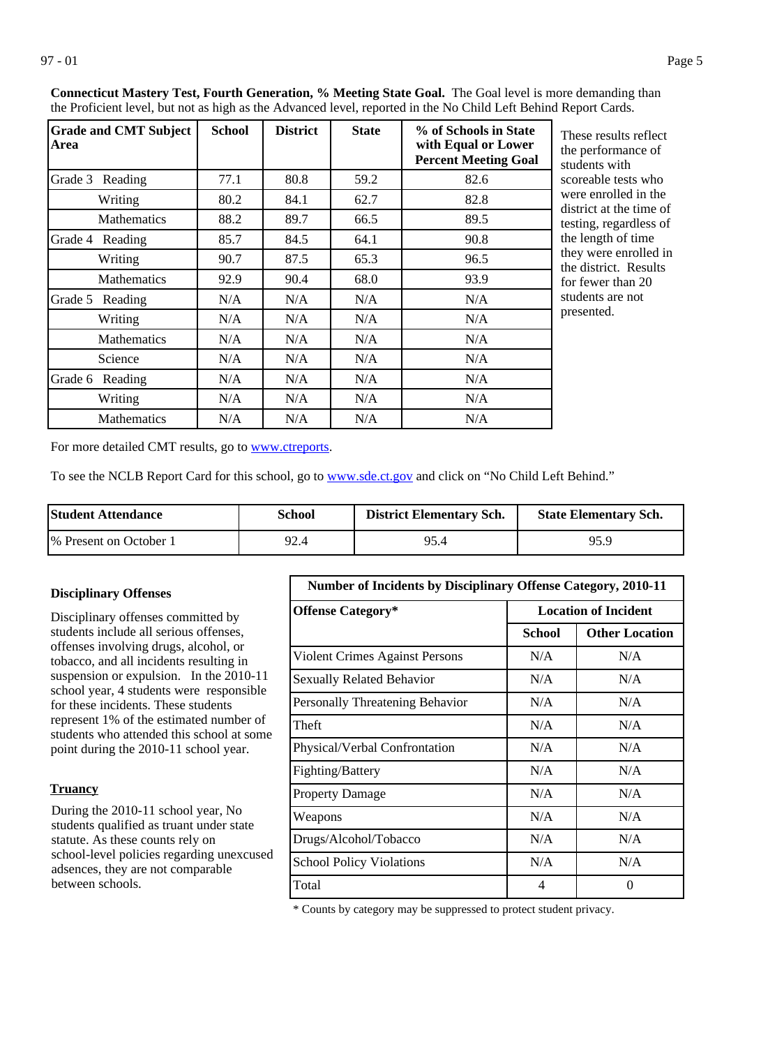**Connecticut Mastery Test, Fourth Generation, % Meeting State Goal.** The Goal level is more demanding than the Proficient level, but not as high as the Advanced level, reported in the No Child Left Behind Report Cards.

| Grade and CMT Subject Area | School | District | State | % of Schools in State with Equal or Lower Percent Meeting Goal |
|---|---|---|---|---|
| Grade 3 Reading | 77.1 | 80.8 | 59.2 | 82.6 |
| Writing | 80.2 | 84.1 | 62.7 | 82.8 |
| Mathematics | 88.2 | 89.7 | 66.5 | 89.5 |
| Grade 4 Reading | 85.7 | 84.5 | 64.1 | 90.8 |
| Writing | 90.7 | 87.5 | 65.3 | 96.5 |
| Mathematics | 92.9 | 90.4 | 68.0 | 93.9 |
| Grade 5 Reading | N/A | N/A | N/A | N/A |
| Writing | N/A | N/A | N/A | N/A |
| Mathematics | N/A | N/A | N/A | N/A |
| Science | N/A | N/A | N/A | N/A |
| Grade 6 Reading | N/A | N/A | N/A | N/A |
| Writing | N/A | N/A | N/A | N/A |
| Mathematics | N/A | N/A | N/A | N/A |

These results reflect the performance of students with scoreable tests who were enrolled in the district at the time of testing, regardless of the length of time they were enrolled in the district. Results for fewer than 20 students are not presented.

For more detailed CMT results, go to www.ctreports.

To see the NCLB Report Card for this school, go to www.sde.ct.gov and click on "No Child Left Behind."

| Student Attendance | School | District Elementary Sch. | State Elementary Sch. |
|---|---|---|---|
| % Present on October 1 | 92.4 | 95.4 | 95.9 |

**Disciplinary Offenses**

Disciplinary offenses committed by students include all serious offenses, offenses involving drugs, alcohol, or tobacco, and all incidents resulting in suspension or expulsion. In the 2010-11 school year, 4 students were responsible for these incidents. These students represent 1% of the estimated number of students who attended this school at some point during the 2010-11 school year.

**Truancy**

During the 2010-11 school year, No students qualified as truant under state statute. As these counts rely on school-level policies regarding unexcused adsences, they are not comparable between schools.

| Number of Incidents by Disciplinary Offense Category, 2010-11 | | |
|---|---|---|
| **Offense Category*** | **Location of Incident** | |
| | **School** | **Other Location** |
| Violent Crimes Against Persons | N/A | N/A |
| Sexually Related Behavior | N/A | N/A |
| Personally Threatening Behavior | N/A | N/A |
| Theft | N/A | N/A |
| Physical/Verbal Confrontation | N/A | N/A |
| Fighting/Battery | N/A | N/A |
| Property Damage | N/A | N/A |
| Weapons | N/A | N/A |
| Drugs/Alcohol/Tobacco | N/A | N/A |
| School Policy Violations | N/A | N/A |
| Total | 4 | 0 |

* Counts by category may be suppressed to protect student privacy.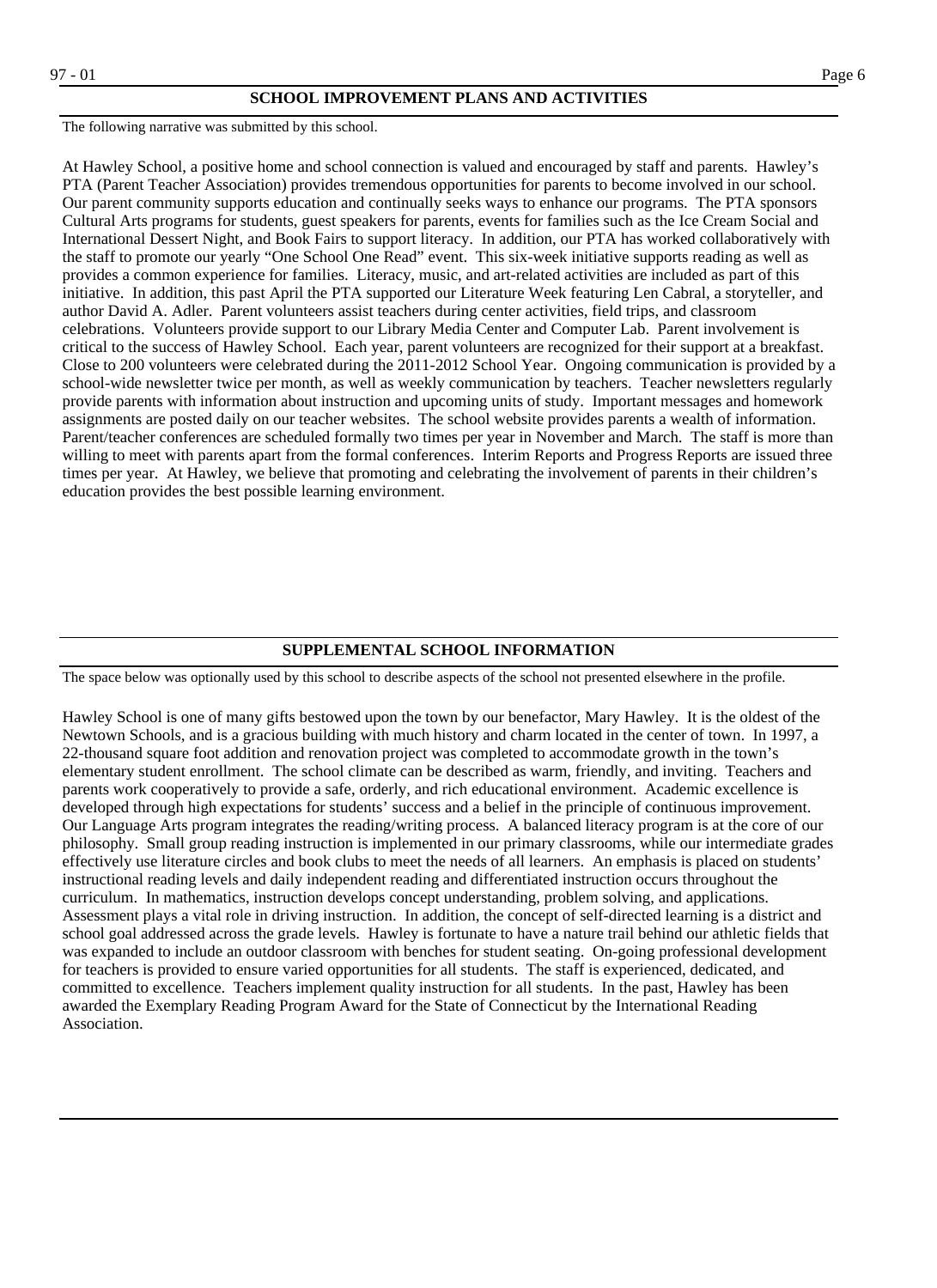## SCHOOL IMPROVEMENT PLANS AND ACTIVITIES

The following narrative was submitted by this school.

At Hawley School, a positive home and school connection is valued and encouraged by staff and parents. Hawley's PTA (Parent Teacher Association) provides tremendous opportunities for parents to become involved in our school. Our parent community supports education and continually seeks ways to enhance our programs. The PTA sponsors Cultural Arts programs for students, guest speakers for parents, events for families such as the Ice Cream Social and International Dessert Night, and Book Fairs to support literacy. In addition, our PTA has worked collaboratively with the staff to promote our yearly "One School One Read" event. This six-week initiative supports reading as well as provides a common experience for families. Literacy, music, and art-related activities are included as part of this initiative. In addition, this past April the PTA supported our Literature Week featuring Len Cabral, a storyteller, and author David A. Adler. Parent volunteers assist teachers during center activities, field trips, and classroom celebrations. Volunteers provide support to our Library Media Center and Computer Lab. Parent involvement is critical to the success of Hawley School. Each year, parent volunteers are recognized for their support at a breakfast. Close to 200 volunteers were celebrated during the 2011-2012 School Year. Ongoing communication is provided by a school-wide newsletter twice per month, as well as weekly communication by teachers. Teacher newsletters regularly provide parents with information about instruction and upcoming units of study. Important messages and homework assignments are posted daily on our teacher websites. The school website provides parents a wealth of information. Parent/teacher conferences are scheduled formally two times per year in November and March. The staff is more than willing to meet with parents apart from the formal conferences. Interim Reports and Progress Reports are issued three times per year. At Hawley, we believe that promoting and celebrating the involvement of parents in their children's education provides the best possible learning environment.

## SUPPLEMENTAL SCHOOL INFORMATION

The space below was optionally used by this school to describe aspects of the school not presented elsewhere in the profile.

Hawley School is one of many gifts bestowed upon the town by our benefactor, Mary Hawley. It is the oldest of the Newtown Schools, and is a gracious building with much history and charm located in the center of town. In 1997, a 22-thousand square foot addition and renovation project was completed to accommodate growth in the town's elementary student enrollment. The school climate can be described as warm, friendly, and inviting. Teachers and parents work cooperatively to provide a safe, orderly, and rich educational environment. Academic excellence is developed through high expectations for students' success and a belief in the principle of continuous improvement. Our Language Arts program integrates the reading/writing process. A balanced literacy program is at the core of our philosophy. Small group reading instruction is implemented in our primary classrooms, while our intermediate grades effectively use literature circles and book clubs to meet the needs of all learners. An emphasis is placed on students' instructional reading levels and daily independent reading and differentiated instruction occurs throughout the curriculum. In mathematics, instruction develops concept understanding, problem solving, and applications. Assessment plays a vital role in driving instruction. In addition, the concept of self-directed learning is a district and school goal addressed across the grade levels. Hawley is fortunate to have a nature trail behind our athletic fields that was expanded to include an outdoor classroom with benches for student seating. On-going professional development for teachers is provided to ensure varied opportunities for all students. The staff is experienced, dedicated, and committed to excellence. Teachers implement quality instruction for all students. In the past, Hawley has been awarded the Exemplary Reading Program Award for the State of Connecticut by the International Reading Association.